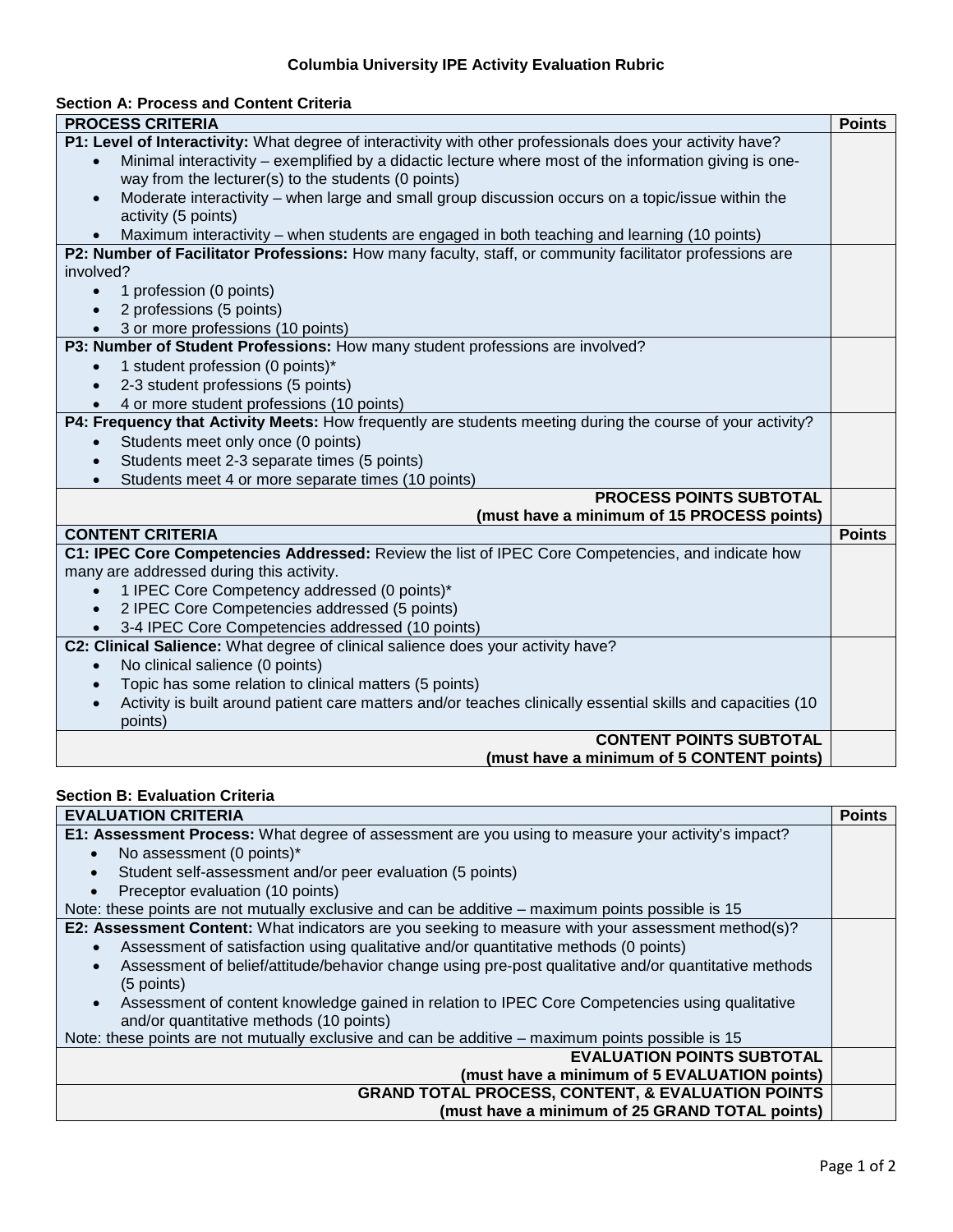### Columbia University IPE Activity Evaluation Rubric

**Section A: Process and Content Criteria**

| PROCESS CRITERIA | Points |
|---|---|
| **P1: Level of Interactivity:** What degree of interactivity with other professionals does your activity have?<br>• Minimal interactivity – exemplified by a didactic lecture where most of the information giving is one-way from the lecturer(s) to the students (0 points)<br>• Moderate interactivity – when large and small group discussion occurs on a topic/issue within the activity (5 points)<br>• Maximum interactivity – when students are engaged in both teaching and learning (10 points) | |
| **P2: Number of Facilitator Professions:** How many faculty, staff, or community facilitator professions are involved?<br>• 1 profession (0 points)<br>• 2 professions (5 points)<br>• 3 or more professions (10 points) | |
| **P3: Number of Student Professions:** How many student professions are involved?<br>• 1 student profession (0 points)*<br>• 2-3 student professions (5 points)<br>• 4 or more student professions (10 points) | |
| **P4: Frequency that Activity Meets:** How frequently are students meeting during the course of your activity?<br>• Students meet only once (0 points)<br>• Students meet 2-3 separate times (5 points)<br>• Students meet 4 or more separate times (10 points) | |
| **PROCESS POINTS SUBTOTAL (must have a minimum of 15 PROCESS points)** | |
| **CONTENT CRITERIA** | **Points** |
| **C1: IPEC Core Competencies Addressed:** Review the list of IPEC Core Competencies, and indicate how many are addressed during this activity.<br>• 1 IPEC Core Competency addressed (0 points)*<br>• 2 IPEC Core Competencies addressed (5 points)<br>• 3-4 IPEC Core Competencies addressed (10 points) | |
| **C2: Clinical Salience:** What degree of clinical salience does your activity have?<br>• No clinical salience (0 points)<br>• Topic has some relation to clinical matters (5 points)<br>• Activity is built around patient care matters and/or teaches clinically essential skills and capacities (10 points) | |
| **CONTENT POINTS SUBTOTAL (must have a minimum of 5 CONTENT points)** | |

**Section B: Evaluation Criteria**

| EVALUATION CRITERIA | Points |
|---|---|
| **E1: Assessment Process:** What degree of assessment are you using to measure your activity's impact?<br>• No assessment (0 points)*<br>• Student self-assessment and/or peer evaluation (5 points)<br>• Preceptor evaluation (10 points)<br>Note: these points are not mutually exclusive and can be additive – maximum points possible is 15 | |
| **E2: Assessment Content:** What indicators are you seeking to measure with your assessment method(s)?<br>• Assessment of satisfaction using qualitative and/or quantitative methods (0 points)<br>• Assessment of belief/attitude/behavior change using pre-post qualitative and/or quantitative methods (5 points)<br>• Assessment of content knowledge gained in relation to IPEC Core Competencies using qualitative and/or quantitative methods (10 points)<br>Note: these points are not mutually exclusive and can be additive – maximum points possible is 15 | |
| **EVALUATION POINTS SUBTOTAL (must have a minimum of 5 EVALUATION points)** | |
| **GRAND TOTAL PROCESS, CONTENT, & EVALUATION POINTS (must have a minimum of 25 GRAND TOTAL points)** | |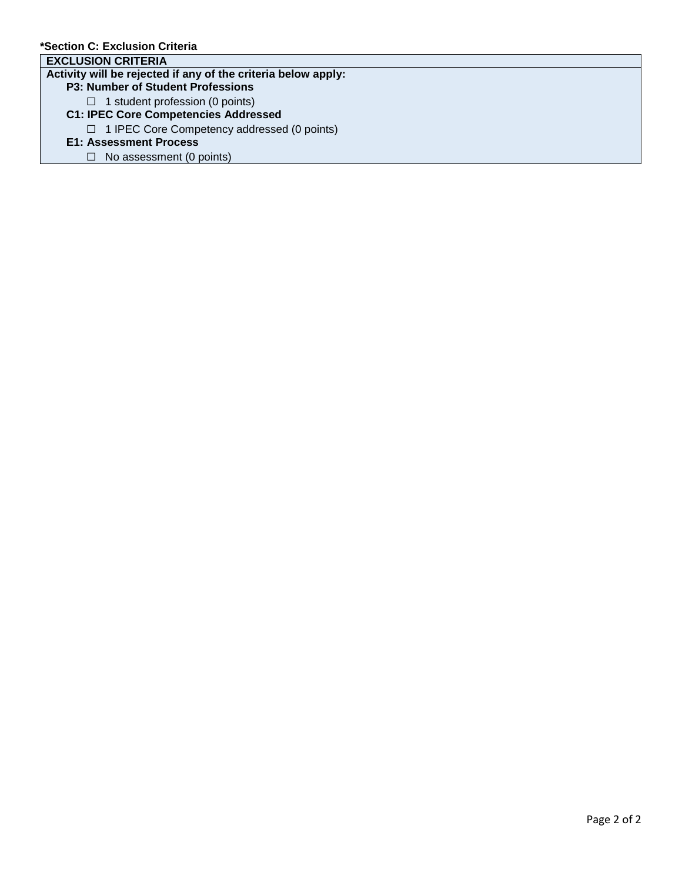**\*Section C: Exclusion Criteria**

| EXCLUSION CRITERIA |
| --- |
| **Activity will be rejected if any of the criteria below apply:** |
| **P3: Number of Student Professions** |
| ☐ 1 student profession (0 points) |
| **C1: IPEC Core Competencies Addressed** |
| ☐ 1 IPEC Core Competency addressed (0 points) |
| **E1: Assessment Process** |
| ☐ No assessment (0 points) |